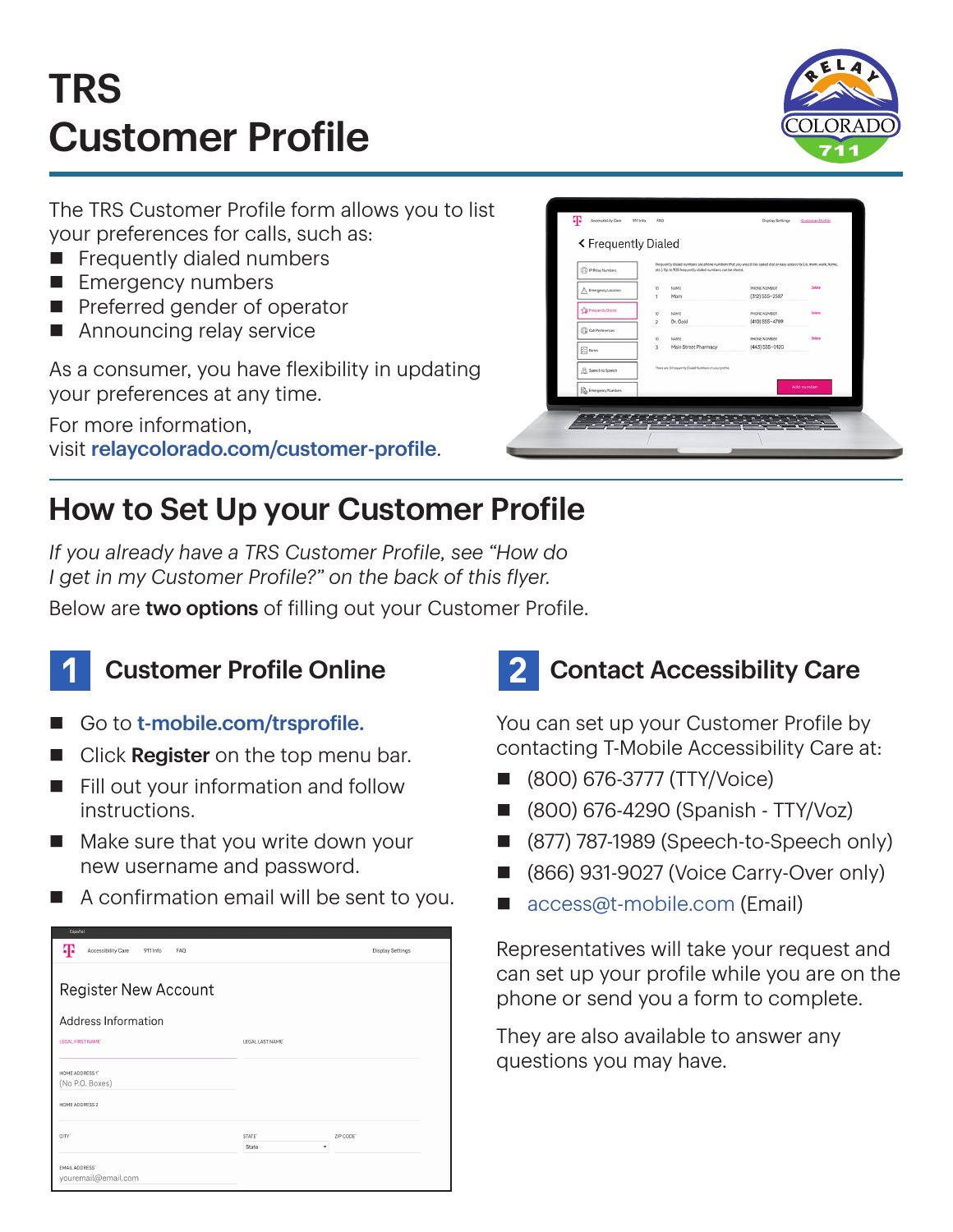# TRS Customer Profile

The TRS Customer Profile form allows you to list your preferences for calls, such as:

- Frequently dialed numbers
- Emergency numbers
- Preferred gender of operator
- Announcing relay service

As a consumer, you have flexibility in updating your preferences at any time.

For more information, visit **relaycolorado.com/customer-profile**.

## How to Set Up your Customer Profile

*If you already have a TRS Customer Profile, see "How do I get in my Customer Profile?" on the back of this flyer.*

Below are **two options** of filling out your Customer Profile.

### 1 Customer Profile Online

- Go to **t-mobile.com/trsprofile.**
- Click **Register** on the top menu bar.
- Fill out your information and follow instructions.
- Make sure that you write down your new username and password.
- A confirmation email will be sent to you.

### 2 Contact Accessibility Care

You can set up your Customer Profile by contacting T-Mobile Accessibility Care at:

- (800) 676-3777 (TTY/Voice)
- (800) 676-4290 (Spanish - TTY/Voz)
- (877) 787-1989 (Speech-to-Speech only)
- (866) 931-9027 (Voice Carry-Over only)
- access@t-mobile.com (Email)

Representatives will take your request and can set up your profile while you are on the phone or send you a form to complete.

They are also available to answer any questions you may have.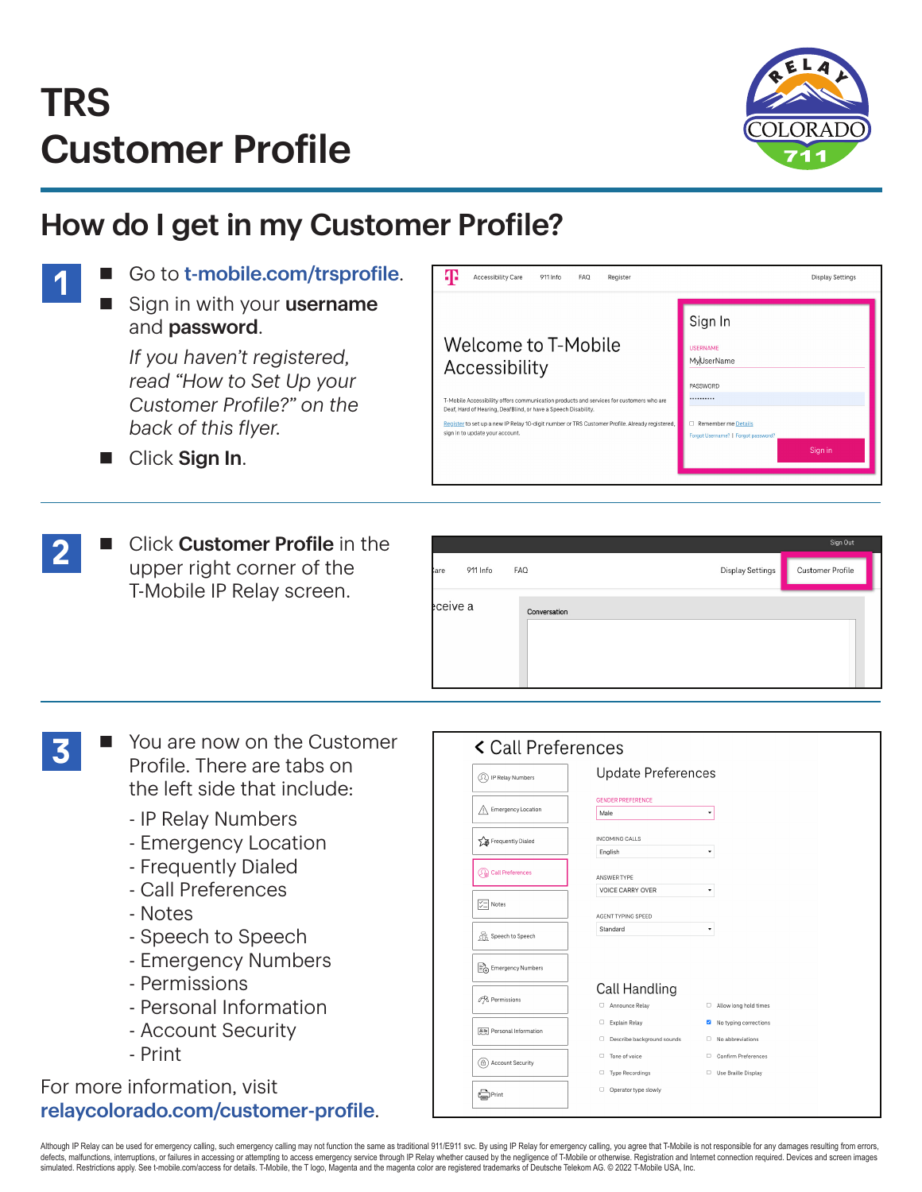# TRS Customer Profile

## How do I get in my Customer Profile?

**1**

- Go to **t-mobile.com/trsprofile**.
- Sign in with your **username** and **password**.

  *If you haven't registered, read "How to Set Up your Customer Profile?" on the back of this flyer.*
- Click **Sign In**.

**2**

- Click **Customer Profile** in the upper right corner of the T-Mobile IP Relay screen.

**3**

- You are now on the Customer Profile. There are tabs on the left side that include:

  - IP Relay Numbers
  - Emergency Location
  - Frequently Dialed
  - Call Preferences
  - Notes
  - Speech to Speech
  - Emergency Numbers
  - Permissions
  - Personal Information
  - Account Security
  - Print

For more information, visit **relaycolorado.com/customer-profile**.

Although IP Relay can be used for emergency calling, such emergency calling may not function the same as traditional 911/E911 svc. By using IP Relay for emergency calling, you agree that T-Mobile is not responsible for any damages resulting from errors, defects, malfunctions, interruptions, or failures in accessing or attempting to access emergency service through IP Relay whether caused by the negligence of T-Mobile or otherwise. Registration and Internet connection required. Devices and screen images simulated. Restrictions apply. See t-mobile.com/access for details. T-Mobile, the T logo, Magenta and the magenta color are registered trademarks of Deutsche Telekom AG. © 2022 T-Mobile USA, Inc.